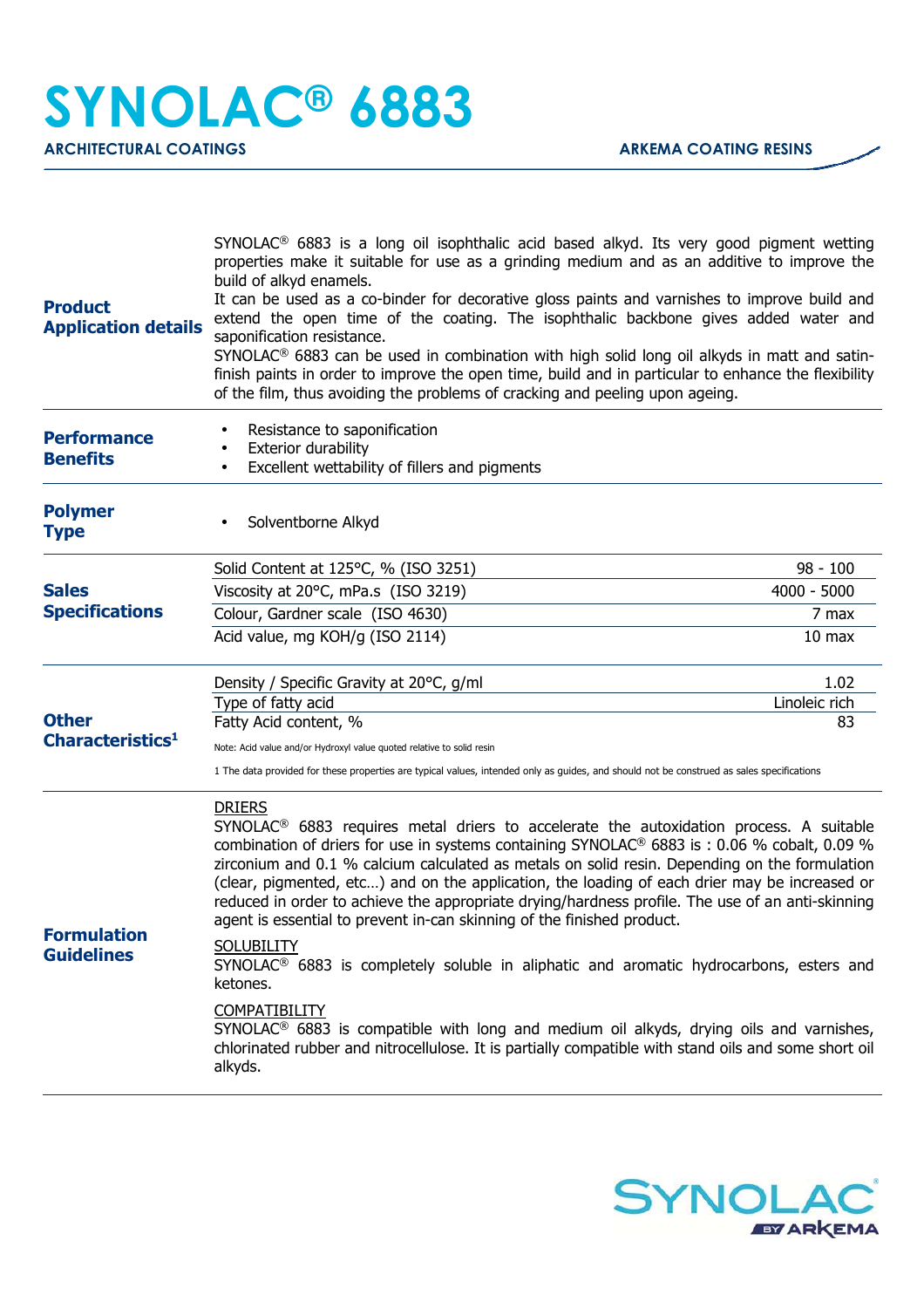# SYNOLAC® 6883

**ARCHITECTURAL COATINGS** | **ARKEMA COATING RESINS**

## Product Application details

SYNOLAC® 6883 is a long oil isophthalic acid based alkyd. Its very good pigment wetting properties make it suitable for use as a grinding medium and as an additive to improve the build of alkyd enamels.

It can be used as a co-binder for decorative gloss paints and varnishes to improve build and extend the open time of the coating. The isophthalic backbone gives added water and saponification resistance.

SYNOLAC® 6883 can be used in combination with high solid long oil alkyds in matt and satin-finish paints in order to improve the open time, build and in particular to enhance the flexibility of the film, thus avoiding the problems of cracking and peeling upon ageing.

## Performance Benefits

- Resistance to saponification
- Exterior durability
- Excellent wettability of fillers and pigments

## Polymer Type

- Solventborne Alkyd

## Sales Specifications

| Property | Value |
|---|---|
| Solid Content at 125°C, % (ISO 3251) | 98 - 100 |
| Viscosity at 20°C, mPa.s (ISO 3219) | 4000 - 5000 |
| Colour, Gardner scale (ISO 4630) | 7 max |
| Acid value, mg KOH/g (ISO 2114) | 10 max |

## Other Characteristics[1]

| Property | Value |
|---|---|
| Density / Specific Gravity at 20°C, g/ml | 1.02 |
| Type of fatty acid | Linoleic rich |
| Fatty Acid content, % | 83 |

Note: Acid value and/or Hydroxyl value quoted relative to solid resin

1 The data provided for these properties are typical values, intended only as guides, and should not be construed as sales specifications

## Formulation Guidelines

DRIERS

SYNOLAC® 6883 requires metal driers to accelerate the autoxidation process. A suitable combination of driers for use in systems containing SYNOLAC® 6883 is : 0.06 % cobalt, 0.09 % zirconium and 0.1 % calcium calculated as metals on solid resin. Depending on the formulation (clear, pigmented, etc…) and on the application, the loading of each drier may be increased or reduced in order to achieve the appropriate drying/hardness profile. The use of an anti-skinning agent is essential to prevent in-can skinning of the finished product.

SOLUBILITY

SYNOLAC® 6883 is completely soluble in aliphatic and aromatic hydrocarbons, esters and ketones.

COMPATIBILITY

SYNOLAC® 6883 is compatible with long and medium oil alkyds, drying oils and varnishes, chlorinated rubber and nitrocellulose. It is partially compatible with stand oils and some short oil alkyds.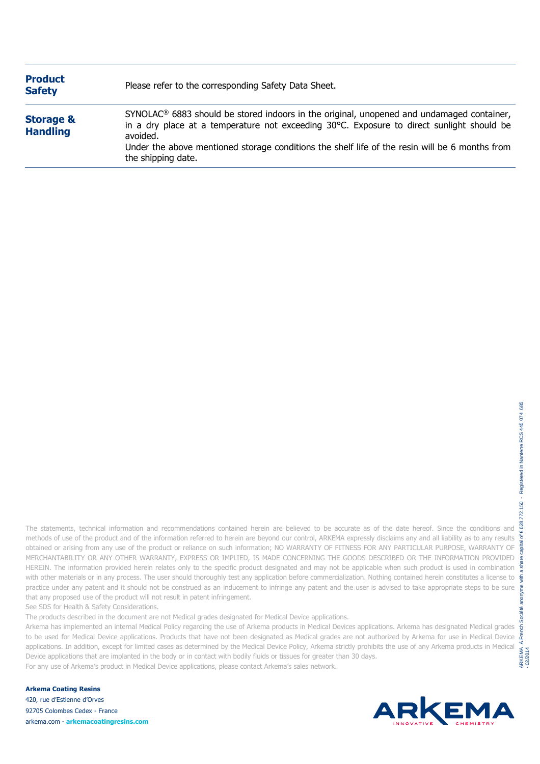| | |
|---|---|
| **Product Safety** | Please refer to the corresponding Safety Data Sheet. |
| **Storage & Handling** | SYNOLAC® 6883 should be stored indoors in the original, unopened and undamaged container, in a dry place at a temperature not exceeding 30°C. Exposure to direct sunlight should be avoided.<br>Under the above mentioned storage conditions the shelf life of the resin will be 6 months from the shipping date. |

The statements, technical information and recommendations contained herein are believed to be accurate as of the date hereof. Since the conditions and methods of use of the product and of the information referred to herein are beyond our control, ARKEMA expressly disclaims any and all liability as to any results obtained or arising from any use of the product or reliance on such information; NO WARRANTY OF FITNESS FOR ANY PARTICULAR PURPOSE, WARRANTY OF MERCHANTABILITY OR ANY OTHER WARRANTY, EXPRESS OR IMPLIED, IS MADE CONCERNING THE GOODS DESCRIBED OR THE INFORMATION PROVIDED HEREIN. The information provided herein relates only to the specific product designated and may not be applicable when such product is used in combination with other materials or in any process. The user should thoroughly test any application before commercialization. Nothing contained herein constitutes a license to practice under any patent and it should not be construed as an inducement to infringe any patent and the user is advised to take appropriate steps to be sure that any proposed use of the product will not result in patent infringement.
See SDS for Health & Safety Considerations.

The products described in the document are not Medical grades designated for Medical Device applications.
Arkema has implemented an internal Medical Policy regarding the use of Arkema products in Medical Devices applications. Arkema has designated Medical grades to be used for Medical Device applications. Products that have not been designated as Medical grades are not authorized by Arkema for use in Medical Device applications. In addition, except for limited cases as determined by the Medical Device Policy, Arkema strictly prohibits the use of any Arkema products in Medical Device applications that are implanted in the body or in contact with bodily fluids or tissues for greater than 30 days.
For any use of Arkema's product in Medical Device applications, please contact Arkema's sales network.

**Arkema Coating Resins**
420, rue d'Estienne d'Orves
92705 Colombes Cedex - France
arkema.com - **arkemacoatingresins.com**

ARKEMA A French Société anonyme with a share capital of € 628.772.150 - Registered in Nanterre RCS 445 074 685 - 02/2014